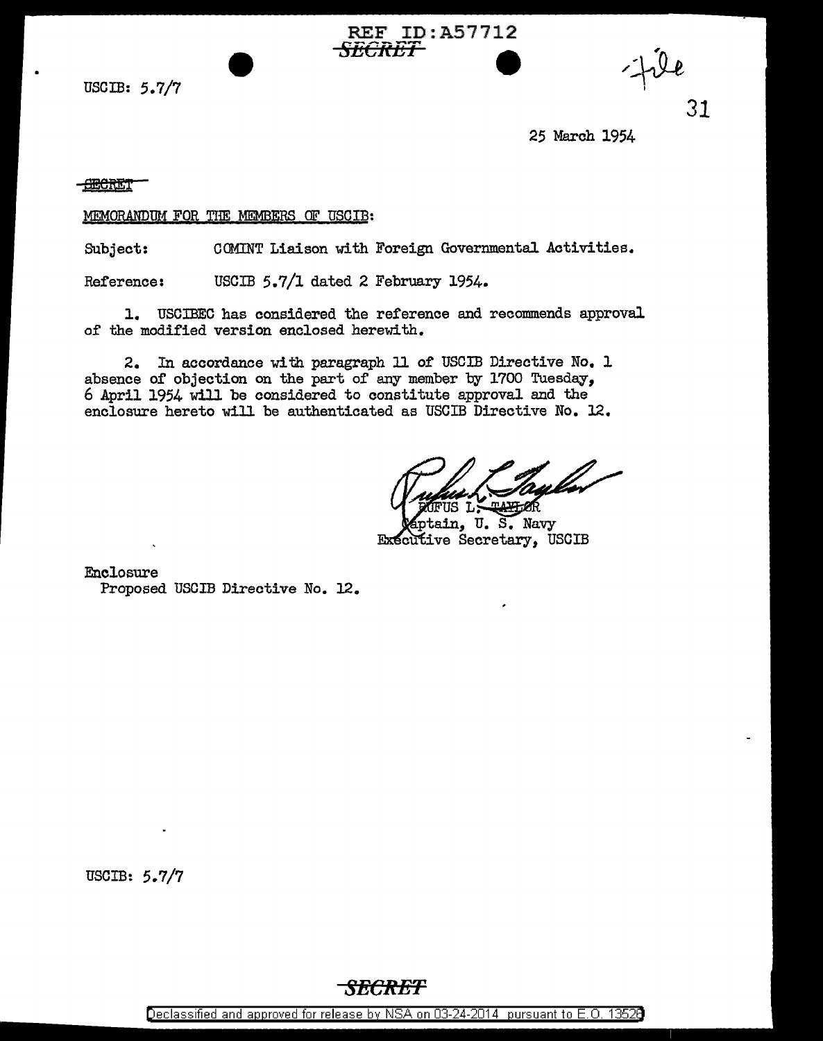REF ID:A57712
~~SECRET~~

USCIB: 5.7/7

File

31

25 March 1954

~~SECRET~~

MEMORANDUM FOR THE MEMBERS OF USCIB:

Subject: COMINT Liaison with Foreign Governmental Activities.

Reference: USCIB 5.7/1 dated 2 February 1954.

1. USCIBEC has considered the reference and recommends approval of the modified version enclosed herewith.

2. In accordance with paragraph 11 of USCIB Directive No. 1 absence of objection on the part of any member by 1700 Tuesday, 6 April 1954 will be considered to constitute approval and the enclosure hereto will be authenticated as USCIB Directive No. 12.

RUFUS L. TAYLOR
Captain, U. S. Navy
Executive Secretary, USCIB

Enclosure
Proposed USCIB Directive No. 12.

USCIB: 5.7/7

~~SECRET~~

Declassified and approved for release by NSA on 03-24-2014 pursuant to E.O. 13526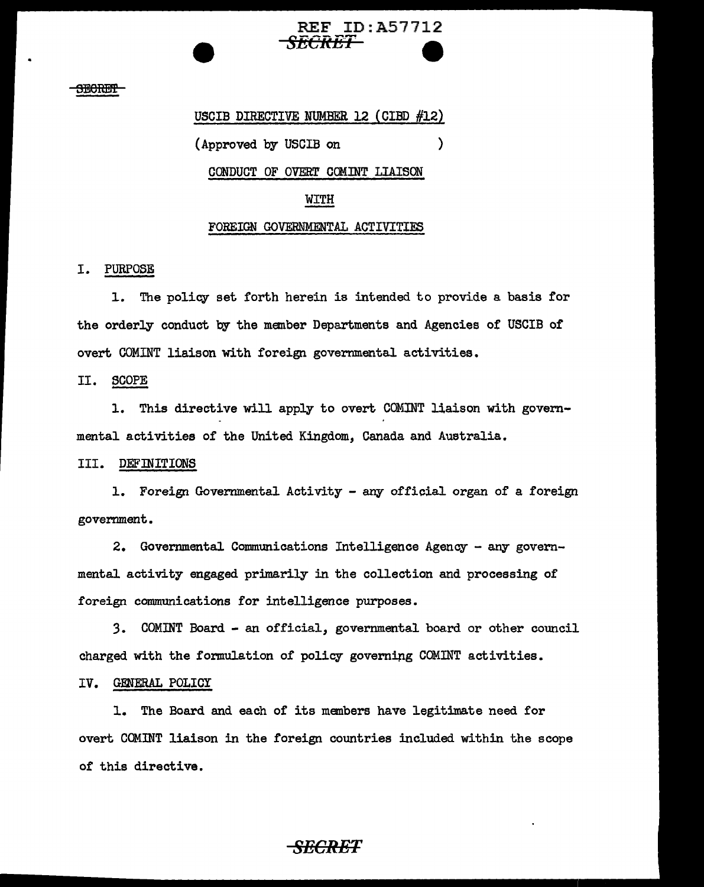USCIB DIRECTIVE NUMBER 12 (CIBD #12)

(Approved by USCIB on )

CONDUCT OF OVERT COMINT LIAISON

WITH

FOREIGN GOVERNMENTAL ACTIVITIES

## I. PURPOSE

1. The policy set forth herein is intended to provide a basis for the orderly conduct by the member Departments and Agencies of USCIB of overt COMINT liaison with foreign governmental activities.

## II. SCOPE

1. This directive will apply to overt COMINT liaison with governmental activities of the United Kingdom, Canada and Australia.

## III. DEFINITIONS

1. Foreign Governmental Activity - any official organ of a foreign government.

2. Governmental Communications Intelligence Agency - any governmental activity engaged primarily in the collection and processing of foreign communications for intelligence purposes.

3. COMINT Board - an official, governmental board or other council charged with the formulation of policy governing COMINT activities.

## IV. GENERAL POLICY

1. The Board and each of its members have legitimate need for overt COMINT liaison in the foreign countries included within the scope of this directive.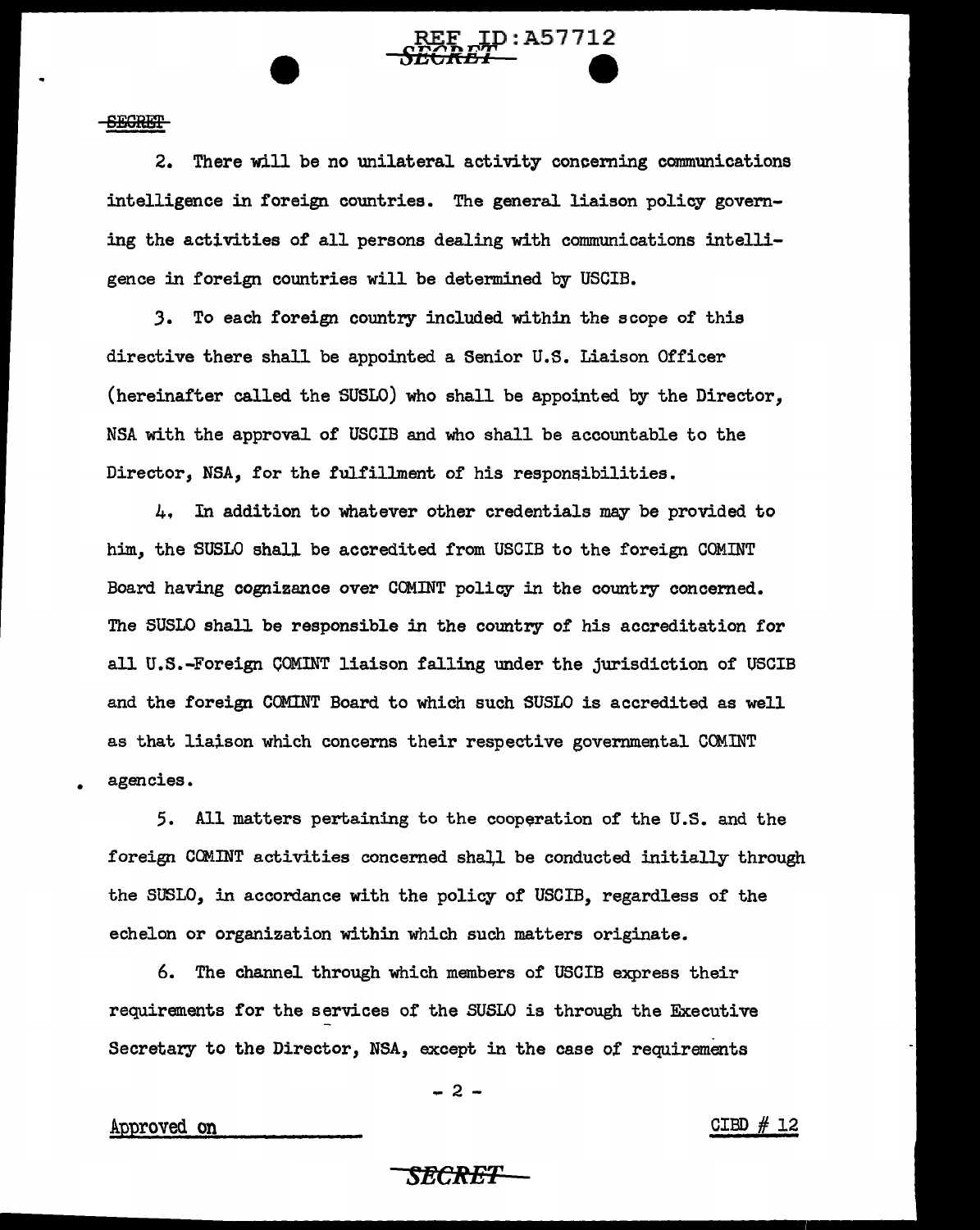2. There will be no unilateral activity concerning communications intelligence in foreign countries. The general liaison policy governing the activities of all persons dealing with communications intelligence in foreign countries will be determined by USCIB.

3. To each foreign country included within the scope of this directive there shall be appointed a Senior U.S. Liaison Officer (hereinafter called the SUSLO) who shall be appointed by the Director, NSA with the approval of USCIB and who shall be accountable to the Director, NSA, for the fulfillment of his responsibilities.

4. In addition to whatever other credentials may be provided to him, the SUSLO shall be accredited from USCIB to the foreign COMINT Board having cognizance over COMINT policy in the country concerned. The SUSLO shall be responsible in the country of his accreditation for all U.S.-Foreign COMINT liaison falling under the jurisdiction of USCIB and the foreign COMINT Board to which such SUSLO is accredited as well as that liaison which concerns their respective governmental COMINT agencies.

5. All matters pertaining to the cooperation of the U.S. and the foreign COMINT activities concerned shall be conducted initially through the SUSLO, in accordance with the policy of USCIB, regardless of the echelon or organization within which such matters originate.

6. The channel through which members of USCIB express their requirements for the services of the SUSLO is through the Executive Secretary to the Director, NSA, except in the case of requirements

Approved on \_\_\_\_\_\_\_\_\_\_ CIBD # 12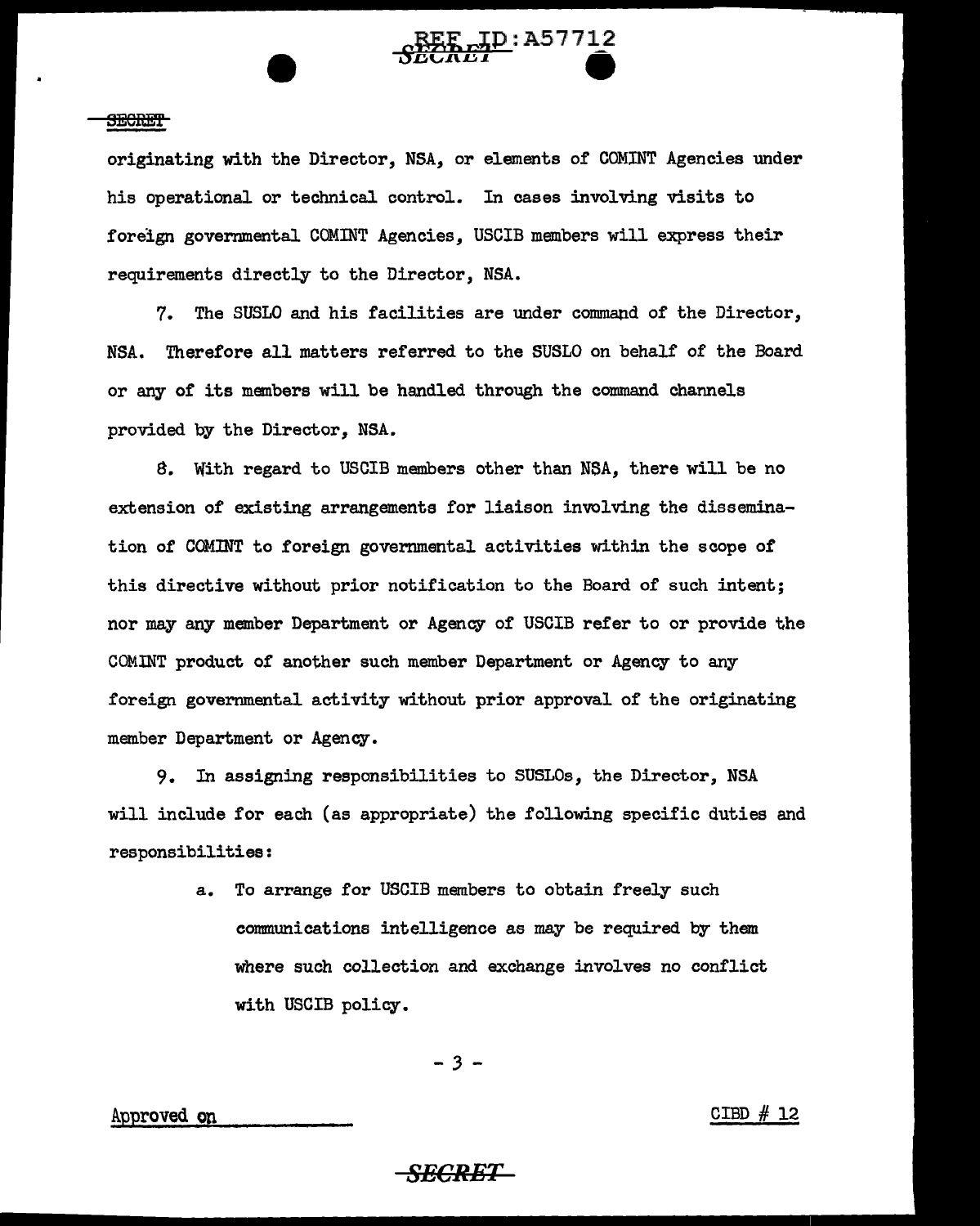originating with the Director, NSA, or elements of COMINT Agencies under his operational or technical control. In cases involving visits to foreign governmental COMINT Agencies, USCIB members will express their requirements directly to the Director, NSA.

7. The SUSLO and his facilities are under command of the Director, NSA. Therefore all matters referred to the SUSLO on behalf of the Board or any of its members will be handled through the command channels provided by the Director, NSA.

8. With regard to USCIB members other than NSA, there will be no extension of existing arrangements for liaison involving the dissemination of COMINT to foreign governmental activities within the scope of this directive without prior notification to the Board of such intent; nor may any member Department or Agency of USCIB refer to or provide the COMINT product of another such member Department or Agency to any foreign governmental activity without prior approval of the originating member Department or Agency.

9. In assigning responsibilities to SUSLOs, the Director, NSA will include for each (as appropriate) the following specific duties and responsibilities:

a. To arrange for USCIB members to obtain freely such communications intelligence as may be required by them where such collection and exchange involves no conflict with USCIB policy.

Approved on ____________

CIBD # 12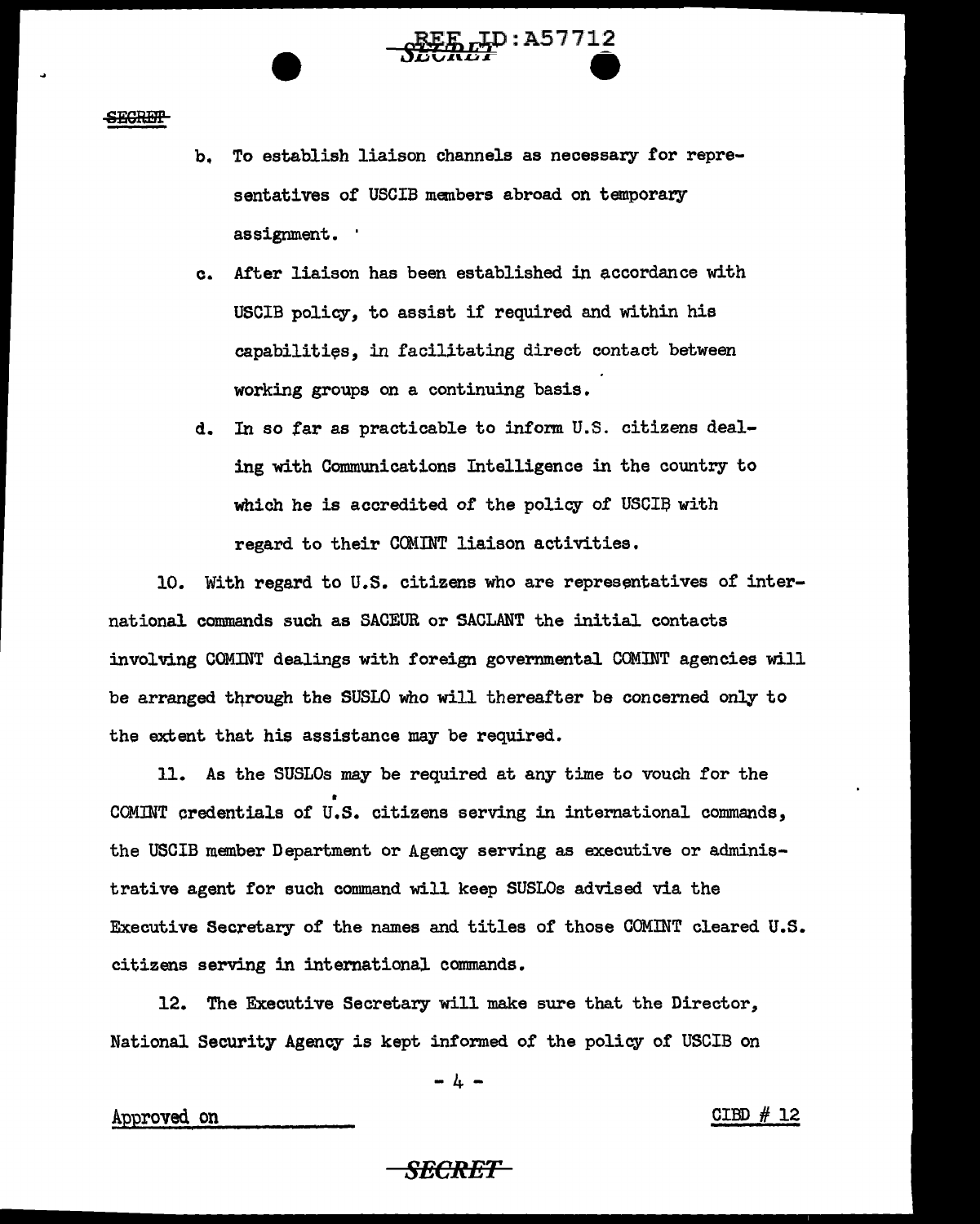b. To establish liaison channels as necessary for representatives of USCIB members abroad on temporary assignment.

c. After liaison has been established in accordance with USCIB policy, to assist if required and within his capabilities, in facilitating direct contact between working groups on a continuing basis.

d. In so far as practicable to inform U.S. citizens dealing with Communications Intelligence in the country to which he is accredited of the policy of USCIB with regard to their COMINT liaison activities.

10. With regard to U.S. citizens who are representatives of international commands such as SACEUR or SACLANT the initial contacts involving COMINT dealings with foreign governmental COMINT agencies will be arranged through the SUSLO who will thereafter be concerned only to the extent that his assistance may be required.

11. As the SUSLOs may be required at any time to vouch for the COMINT credentials of U.S. citizens serving in international commands, the USCIB member Department or Agency serving as executive or administrative agent for such command will keep SUSLOs advised via the Executive Secretary of the names and titles of those COMINT cleared U.S. citizens serving in international commands.

12. The Executive Secretary will make sure that the Director, National Security Agency is kept informed of the policy of USCIB on

Approved on

CIBD # 12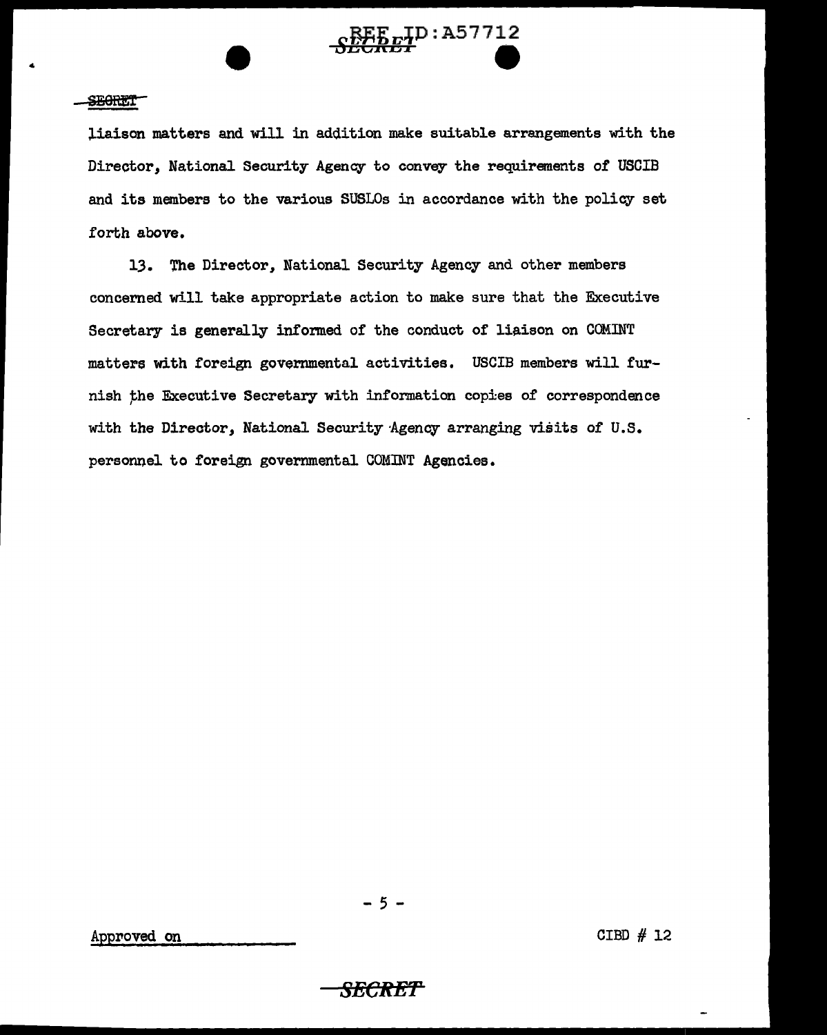liaison matters and will in addition make suitable arrangements with the Director, National Security Agency to convey the requirements of USCIB and its members to the various SUSLOs in accordance with the policy set forth above.

13. The Director, National Security Agency and other members concerned will take appropriate action to make sure that the Executive Secretary is generally informed of the conduct of liaison on COMINT matters with foreign governmental activities. USCIB members will furnish the Executive Secretary with information copies of correspondence with the Director, National Security Agency arranging visits of U.S. personnel to foreign governmental COMINT Agencies.

Approved on ____________

CIBD # 12